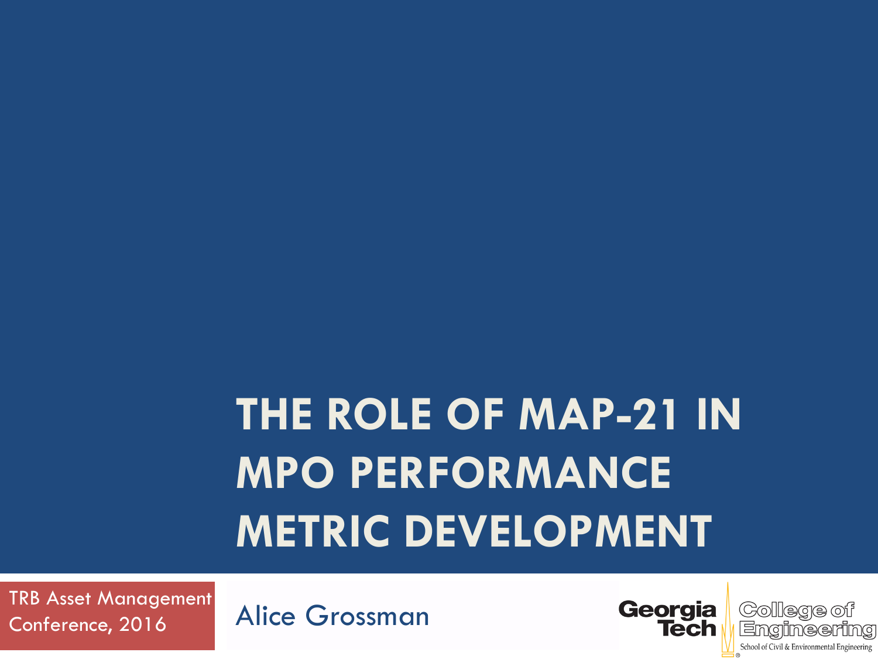# THE ROLE OF MAP-21 IN MPO PERFORMANCE METRIC DEVELOPMENT

TRB Asset Management Conference, 2016

Alice Grossman

Georgia Tech College of Engineering

School of Civil & Environmental Engineering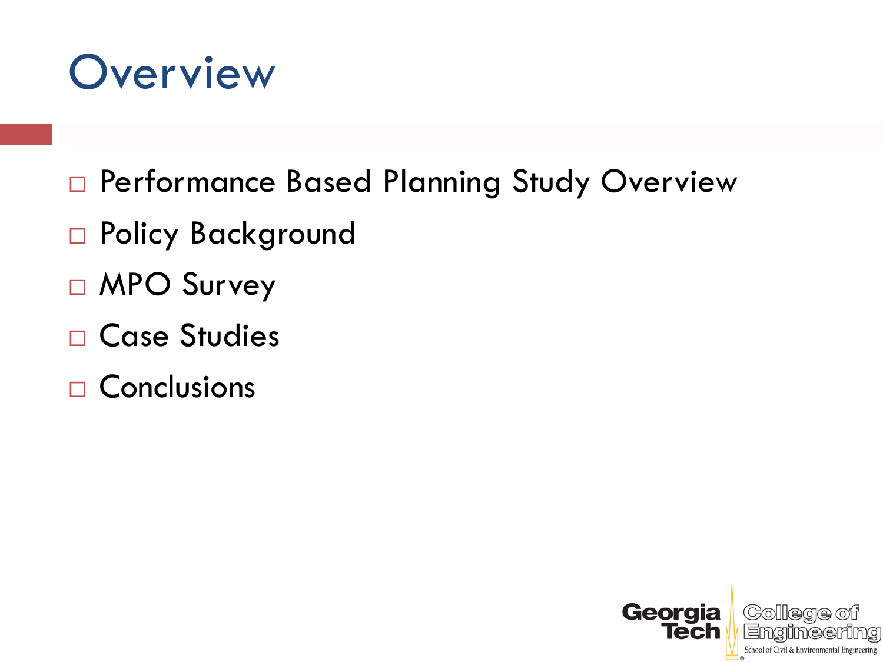# Overview

- Performance Based Planning Study Overview
- Policy Background
- MPO Survey
- Case Studies
- Conclusions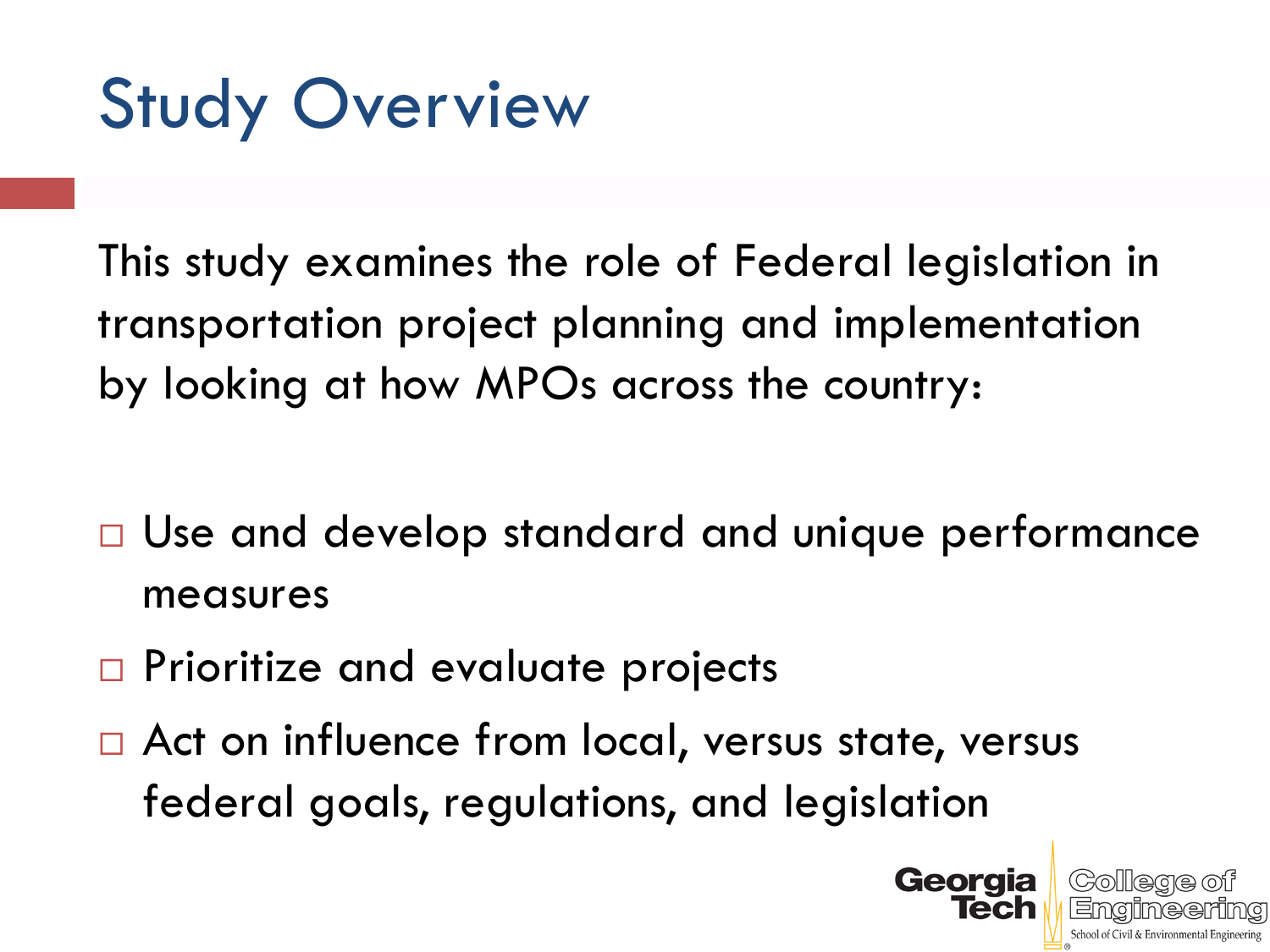# Study Overview

This study examines the role of Federal legislation in transportation project planning and implementation by looking at how MPOs across the country:

- Use and develop standard and unique performance measures
- Prioritize and evaluate projects
- Act on influence from local, versus state, versus federal goals, regulations, and legislation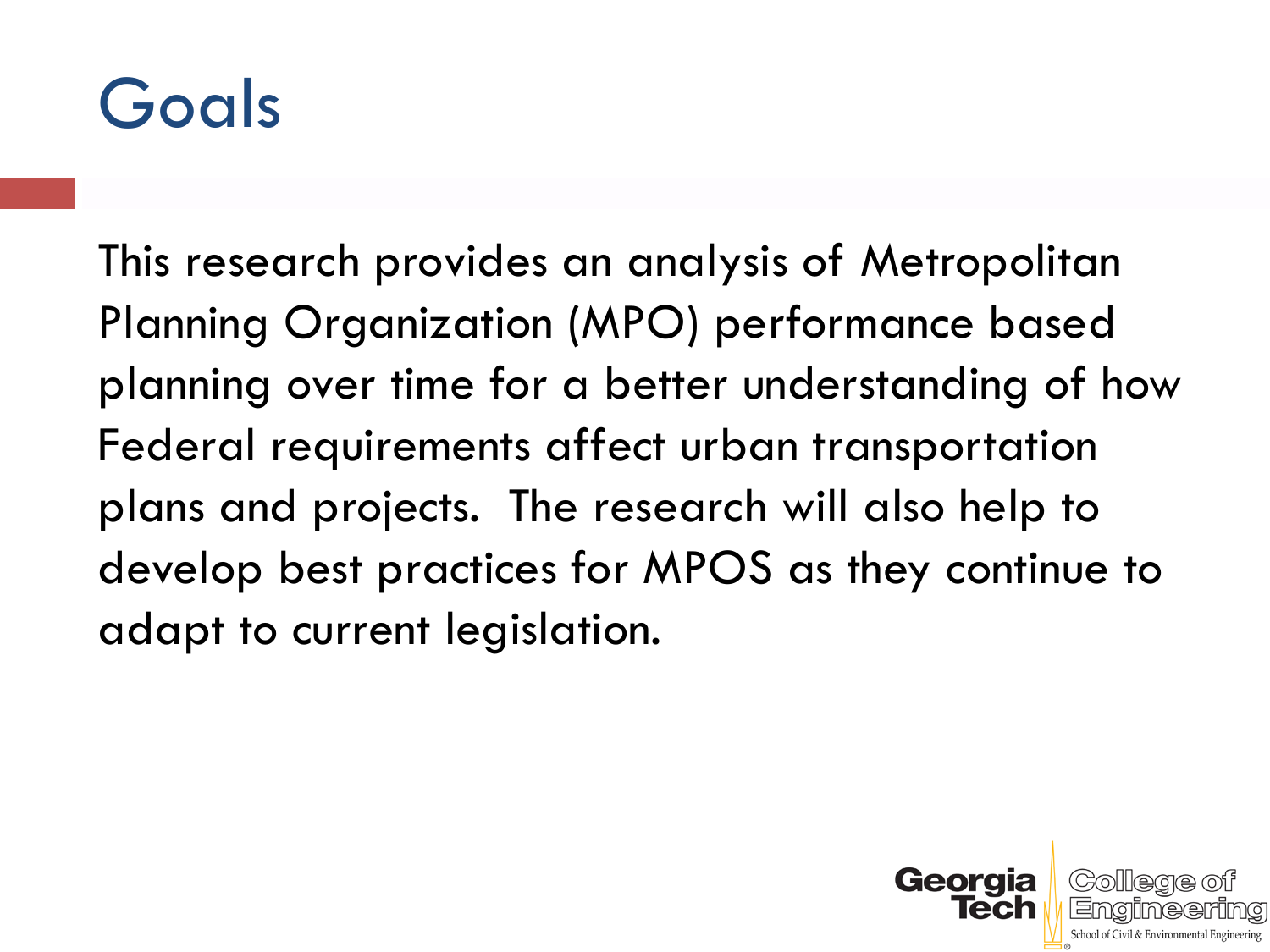# Goals

This research provides an analysis of Metropolitan Planning Organization (MPO) performance based planning over time for a better understanding of how Federal requirements affect urban transportation plans and projects.  The research will also help to develop best practices for MPOS as they continue to adapt to current legislation.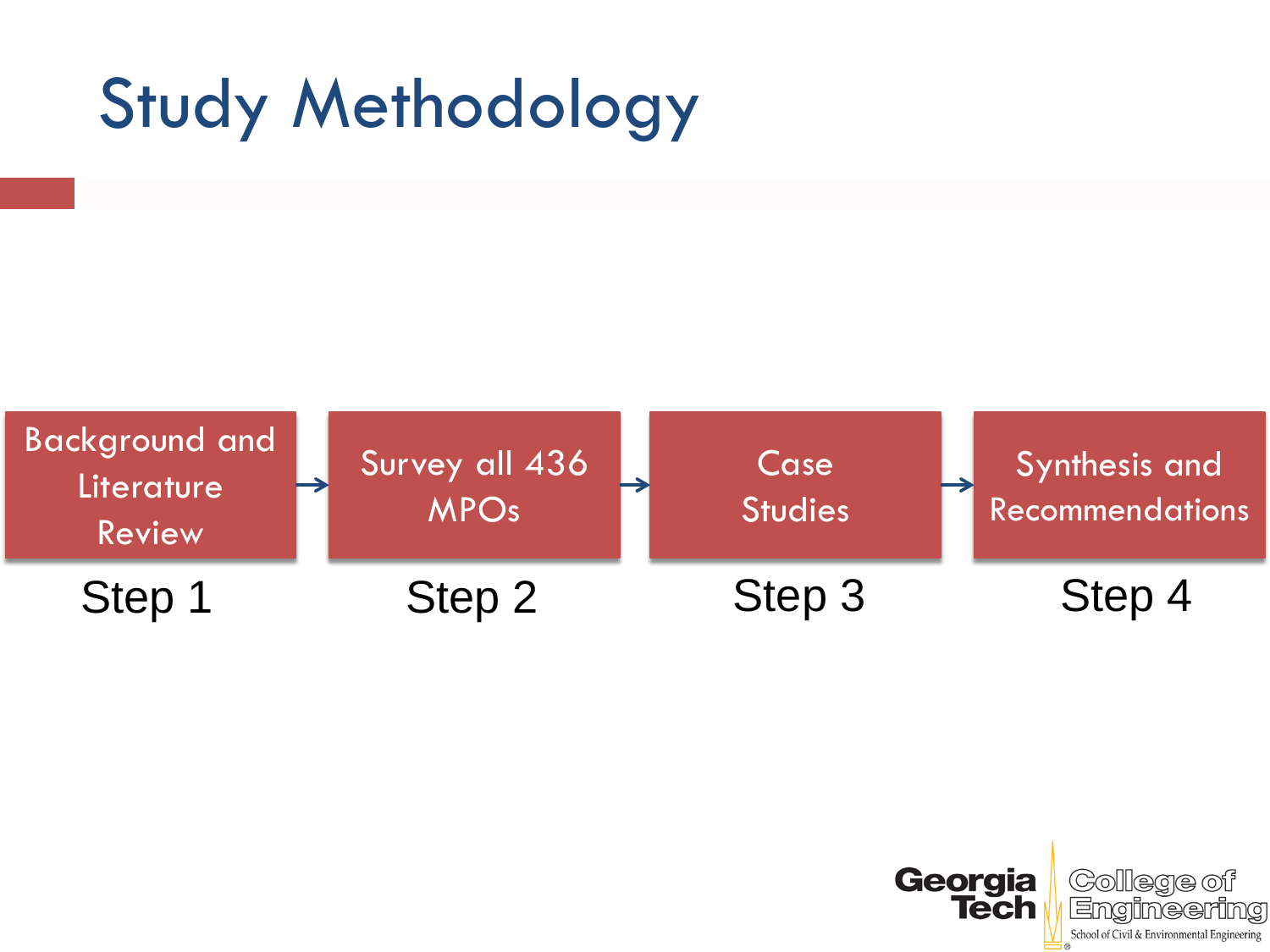# Study Methodology

| Step 1 | Step 2 | Step 3 | Step 4 |
| --- | --- | --- | --- |
| Background and Literature Review | Survey all 436 MPOs | Case Studies | Synthesis and Recommendations |

Background and Literature Review → Survey all 436 MPOs → Case Studies → Synthesis and Recommendations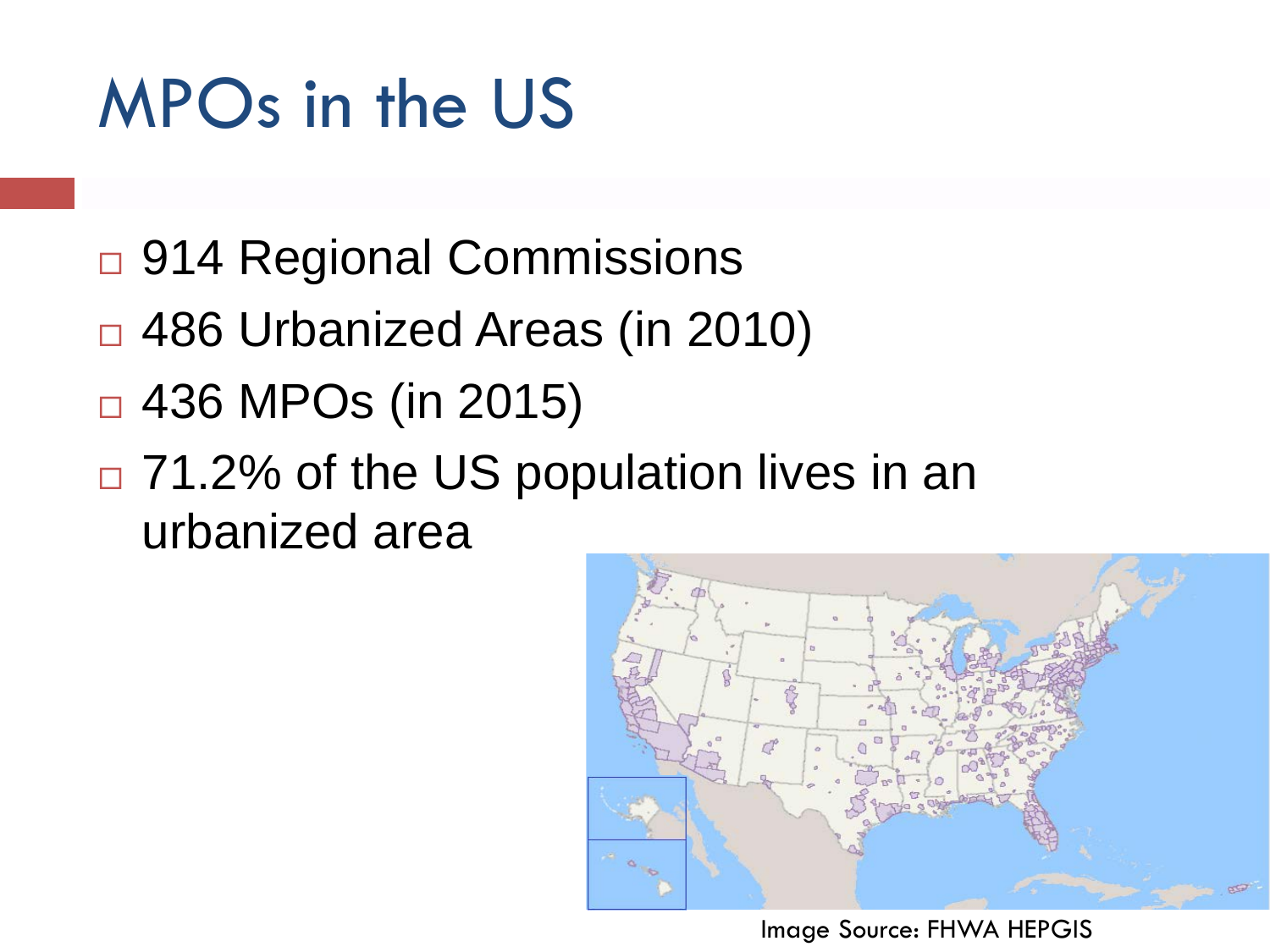# MPOs in the US

- 914 Regional Commissions
- 486 Urbanized Areas (in 2010)
- 436 MPOs (in 2015)
- 71.2% of the US population lives in an urbanized area

Image Source: FHWA HEPGIS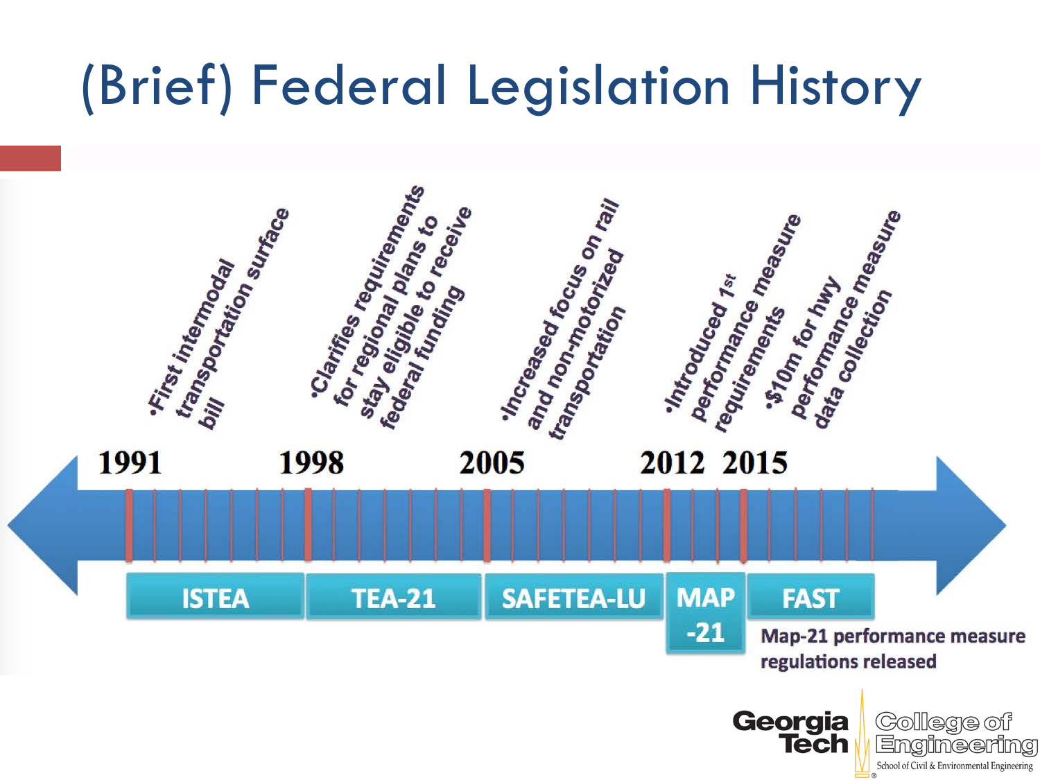# (Brief) Federal Legislation History

| Year | Legislation | Notes |
| --- | --- | --- |
| 1991 | ISTEA | •First intermodal transportation surface bill |
| 1998 | TEA-21 | •Clarifies requirements for regional plans to stay eligible to receive federal funding |
| 2005 | SAFETEA-LU | •Increased focus on rail and non-motorized transportation |
| 2012 | MAP-21 | •Introduced 1st performance measure requirements |
| 2015 | FAST | •$10m for hwy performance measure data collection |

Map-21 performance measure regulations released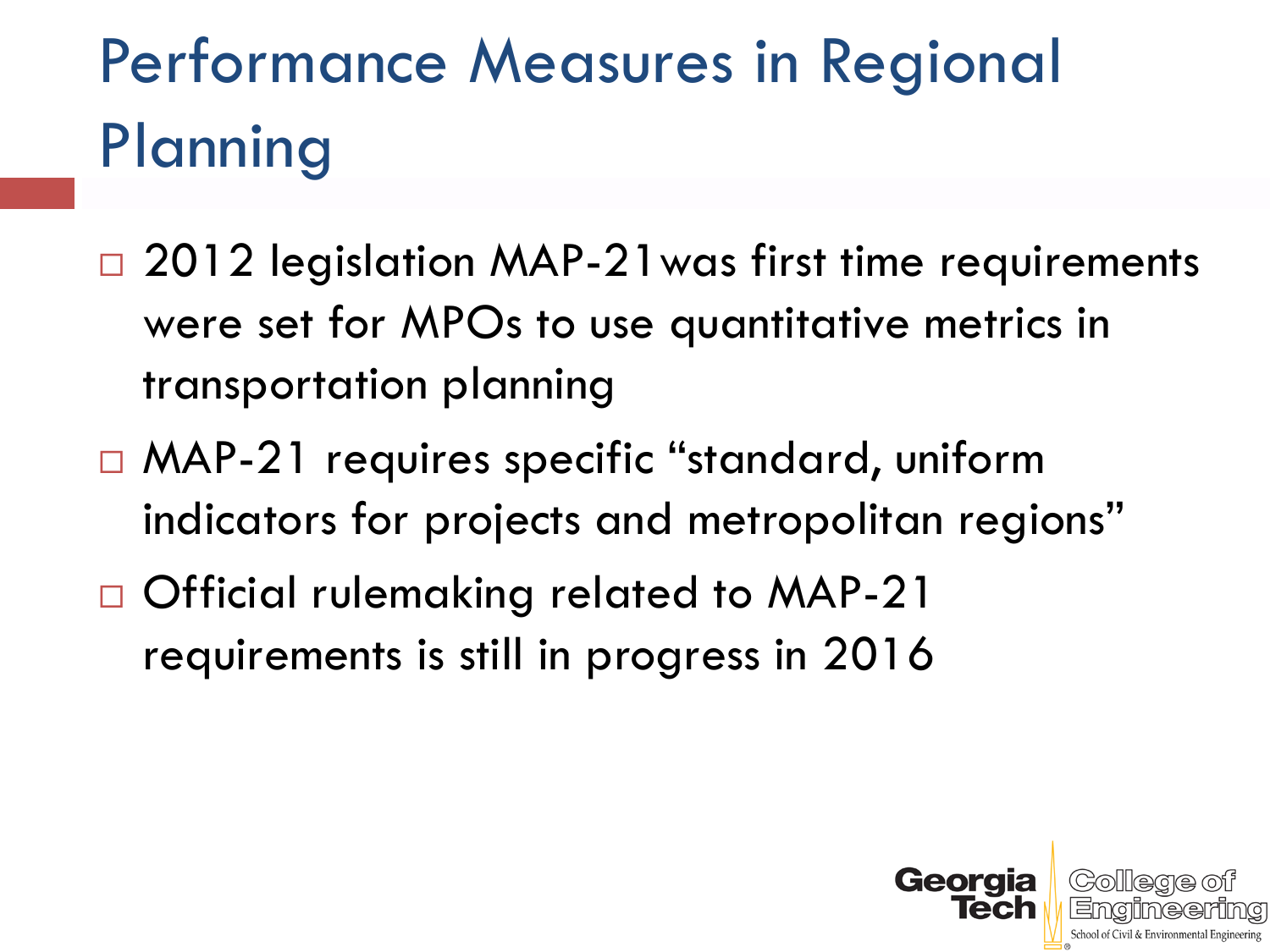# Performance Measures in Regional Planning

- 2012 legislation MAP-21was first time requirements were set for MPOs to use quantitative metrics in transportation planning
- MAP-21 requires specific "standard, uniform indicators for projects and metropolitan regions"
- Official rulemaking related to MAP-21 requirements is still in progress in 2016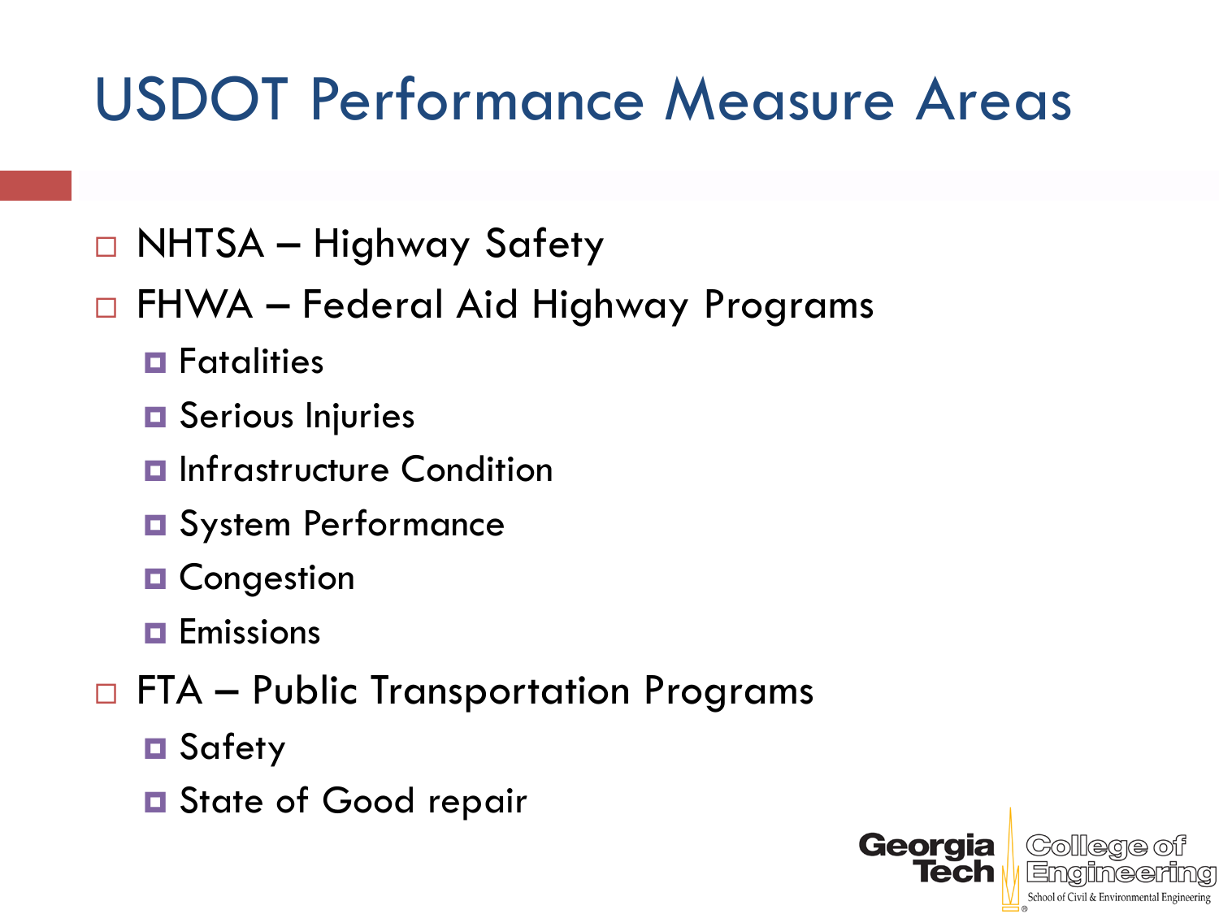# USDOT Performance Measure Areas

- NHTSA – Highway Safety
- FHWA – Federal Aid Highway Programs
  - Fatalities
  - Serious Injuries
  - Infrastructure Condition
  - System Performance
  - Congestion
  - Emissions
- FTA – Public Transportation Programs
  - Safety
  - State of Good repair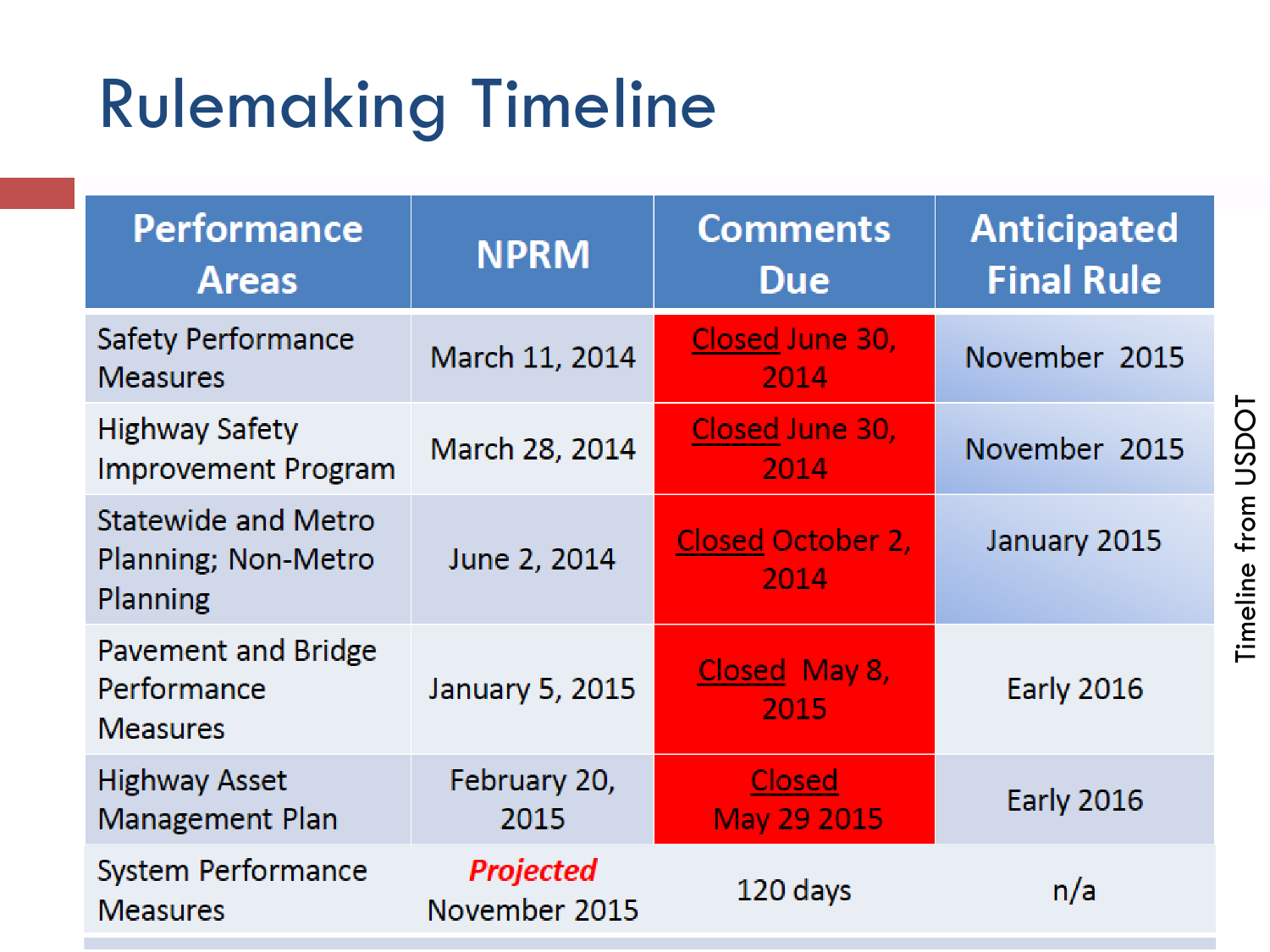# Rulemaking Timeline

| Performance Areas | NPRM | Comments Due | Anticipated Final Rule |
|---|---|---|---|
| Safety Performance Measures | March 11, 2014 | Closed June 30, 2014 | November 2015 |
| Highway Safety Improvement Program | March 28, 2014 | Closed June 30, 2014 | November 2015 |
| Statewide and Metro Planning; Non-Metro Planning | June 2, 2014 | Closed October 2, 2014 | January 2015 |
| Pavement and Bridge Performance Measures | January 5, 2015 | Closed May 8, 2015 | Early 2016 |
| Highway Asset Management Plan | February 20, 2015 | Closed May 29 2015 | Early 2016 |
| System Performance Measures | ***Projected*** November 2015 | 120 days | n/a |

Timeline from USDOT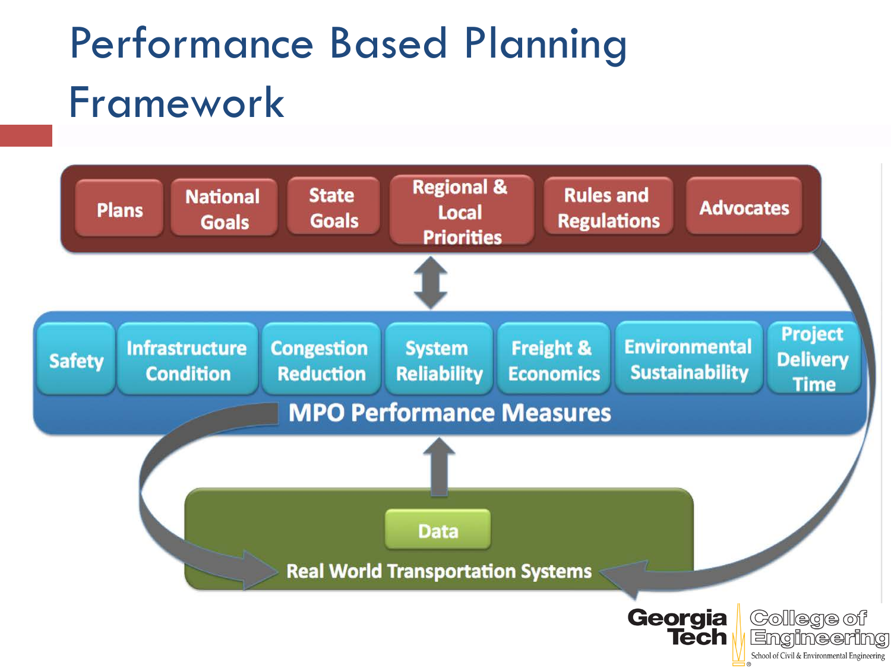# Performance Based Planning Framework

Plans | National Goals | State Goals | Regional & Local Priorities | Rules and Regulations | Advocates

Safety | Infrastructure Condition | Congestion Reduction | System Reliability | Freight & Economics | Environmental Sustainability | Project Delivery Time

MPO Performance Measures

Data

Real World Transportation Systems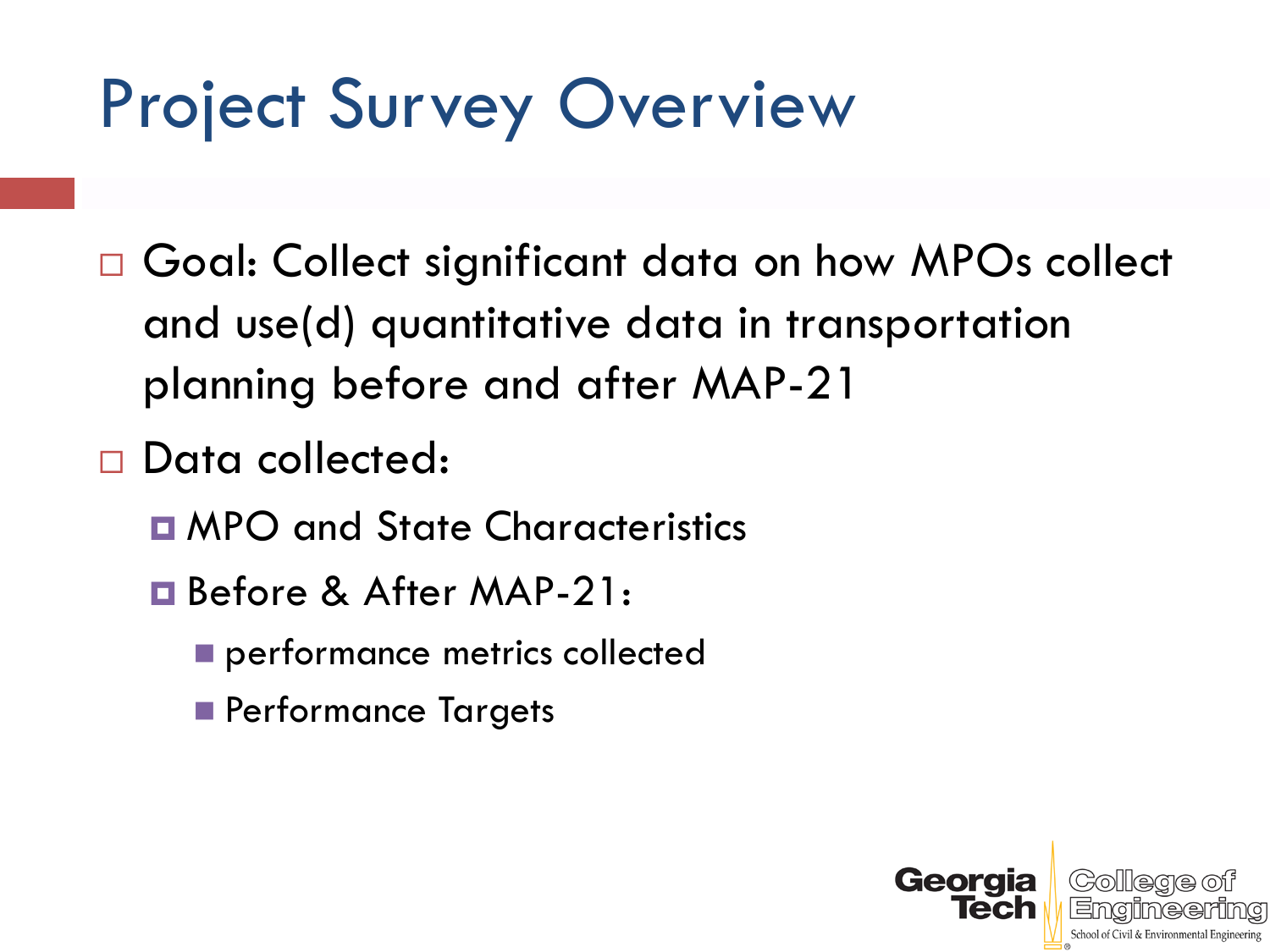# Project Survey Overview

- Goal: Collect significant data on how MPOs collect and use(d) quantitative data in transportation planning before and after MAP-21
- Data collected:
  - MPO and State Characteristics
  - Before & After MAP-21:
    - performance metrics collected
    - Performance Targets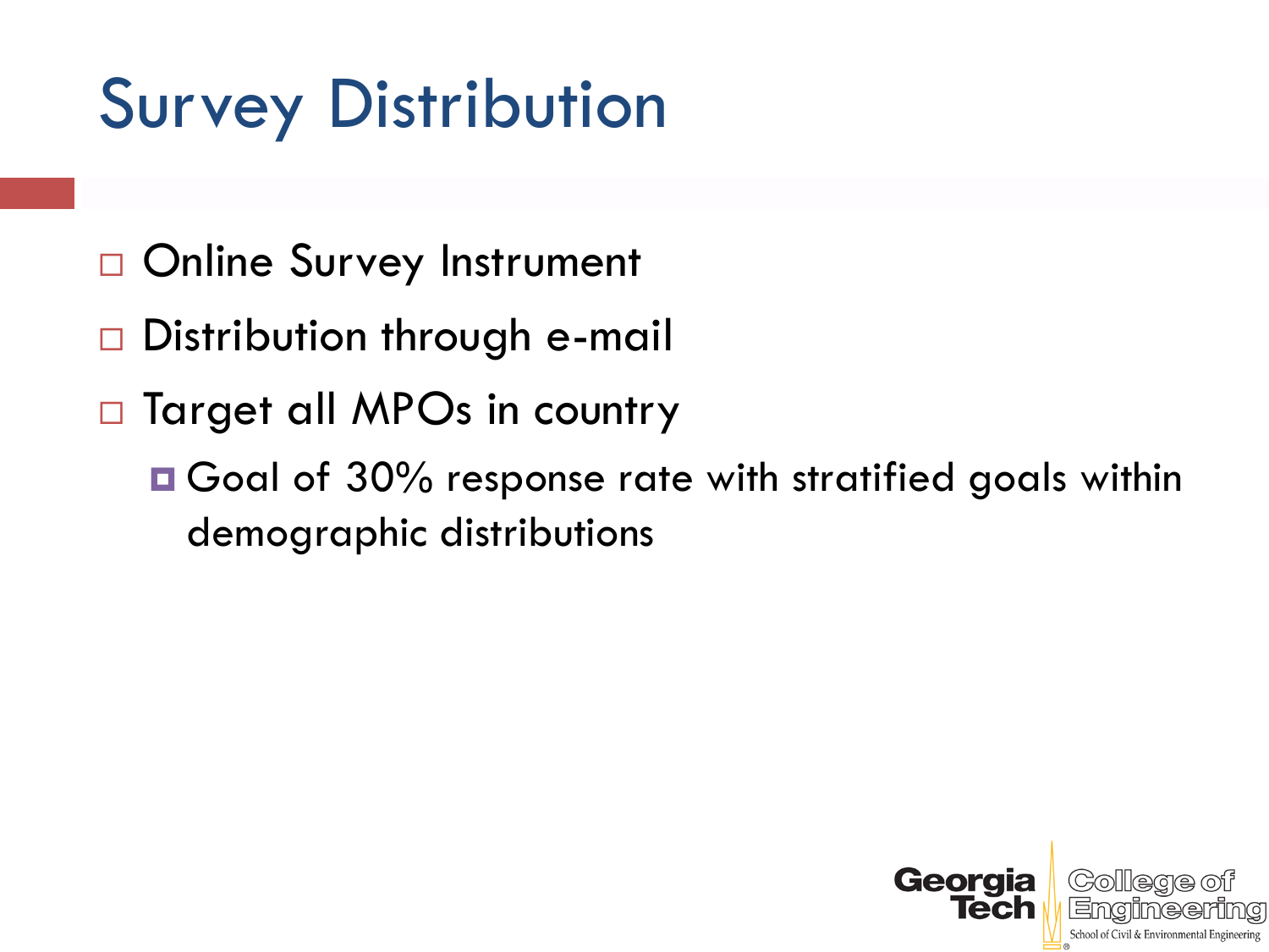# Survey Distribution

- Online Survey Instrument
- Distribution through e-mail
- Target all MPOs in country
  - Goal of 30% response rate with stratified goals within demographic distributions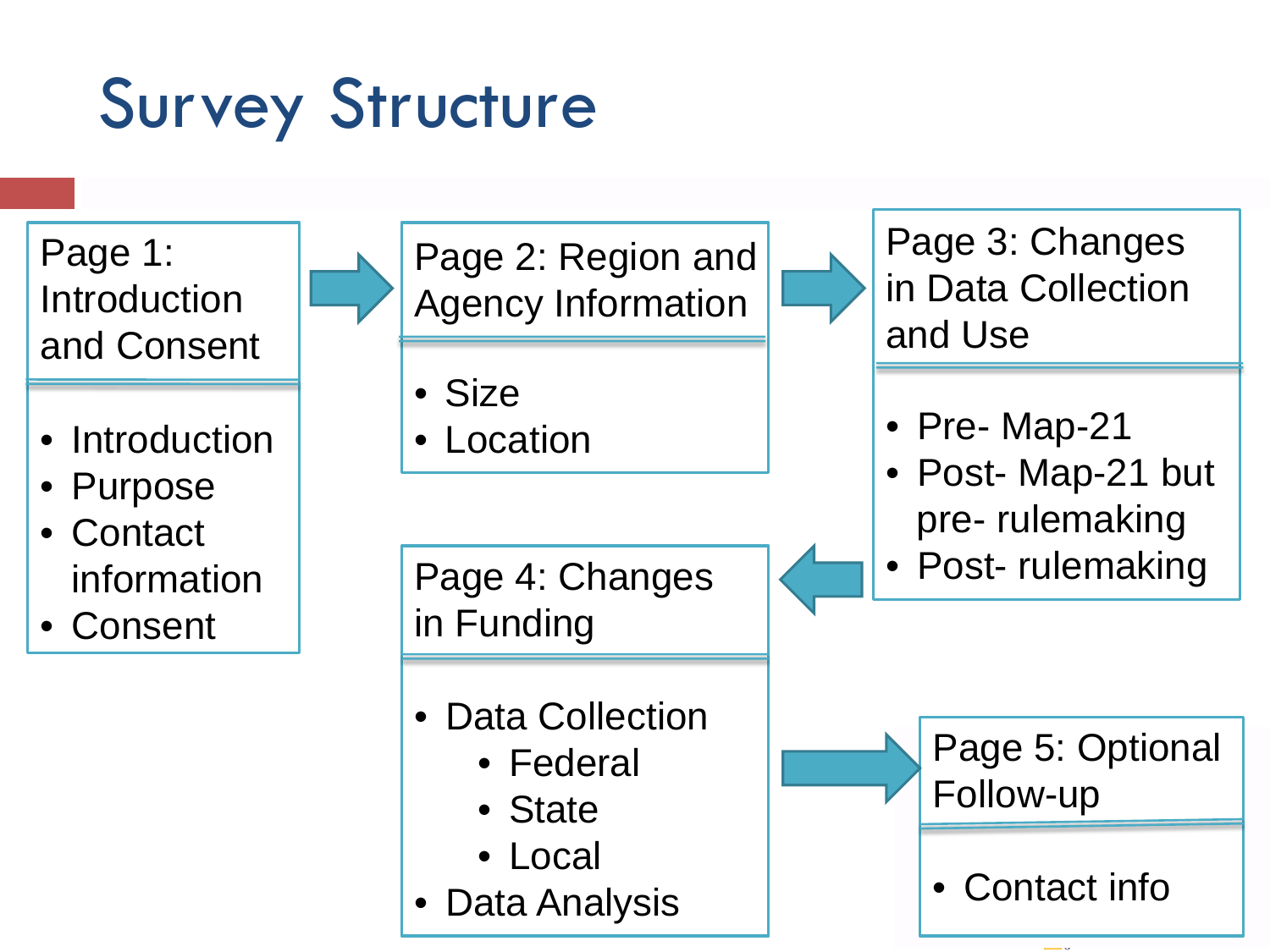# Survey Structure

**Page 1: Introduction and Consent**

- Introduction
- Purpose
- Contact information
- Consent

**Page 2: Region and Agency Information**

- Size
- Location

**Page 3: Changes in Data Collection and Use**

- Pre- Map-21
- Post- Map-21 but pre- rulemaking
- Post- rulemaking

**Page 4: Changes in Funding**

- Data Collection
  - Federal
  - State
  - Local
- Data Analysis

**Page 5: Optional Follow-up**

- Contact info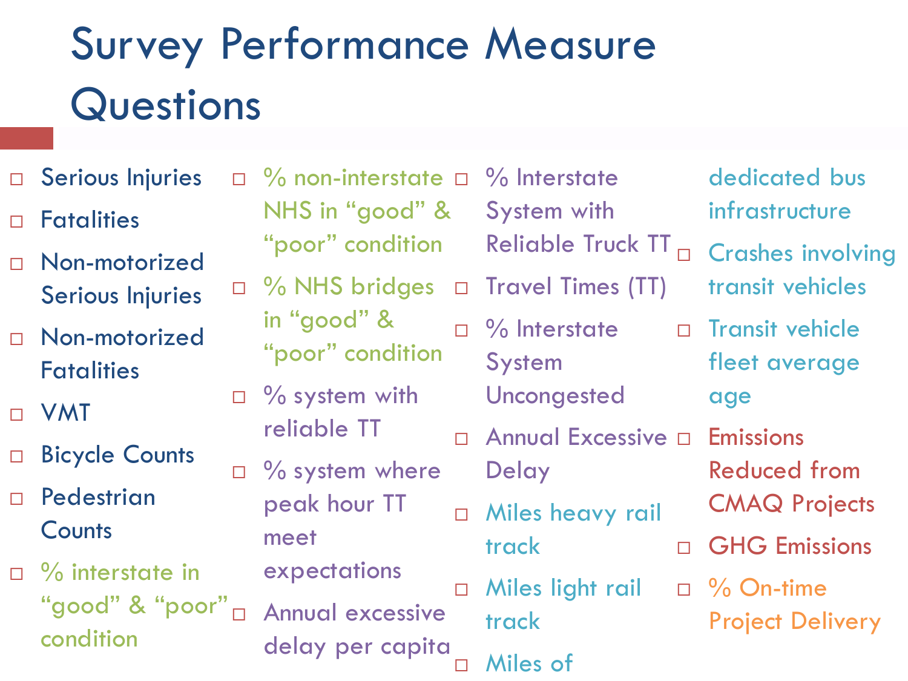# Survey Performance Measure Questions

- Serious Injuries
- Fatalities
- Non-motorized Serious Injuries
- Non-motorized Fatalities
- VMT
- Bicycle Counts
- Pedestrian Counts
- % interstate in “good” & “poor” condition
- % non-interstate NHS in “good” & “poor” condition
- % NHS bridges in “good” & “poor” condition
- % system with reliable TT
- % system where peak hour TT meet expectations
- Annual excessive delay per capita
- % Interstate System with Reliable Truck TT
- Travel Times (TT)
- % Interstate System Uncongested
- Annual Excessive Delay
- Miles heavy rail track
- Miles light rail track
- Miles of dedicated bus infrastructure
- Crashes involving transit vehicles
- Transit vehicle fleet average age
- Emissions Reduced from CMAQ Projects
- GHG Emissions
- % On-time Project Delivery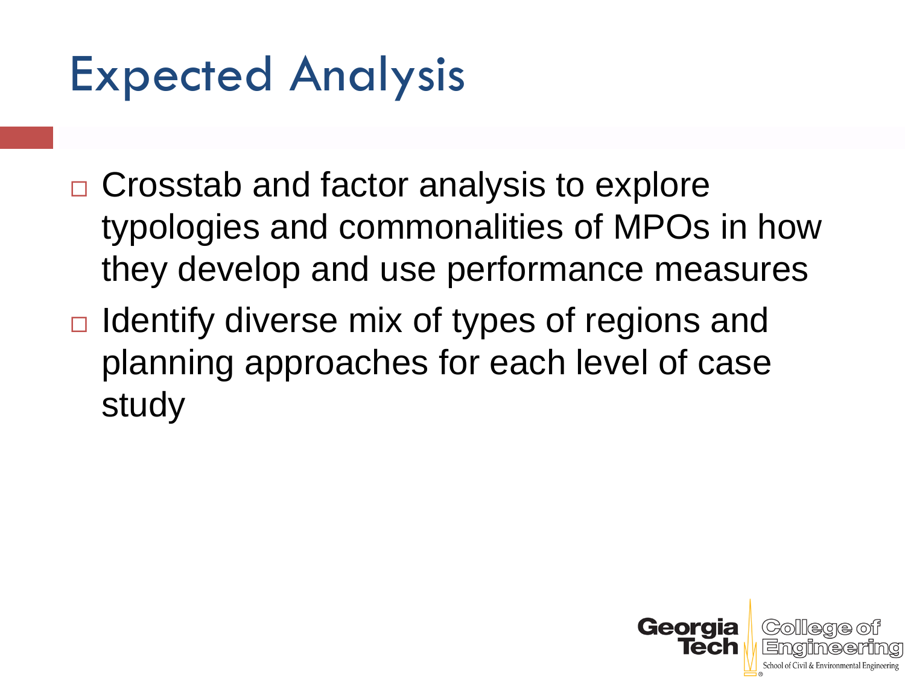# Expected Analysis

- Crosstab and factor analysis to explore typologies and commonalities of MPOs in how they develop and use performance measures
- Identify diverse mix of types of regions and planning approaches for each level of case study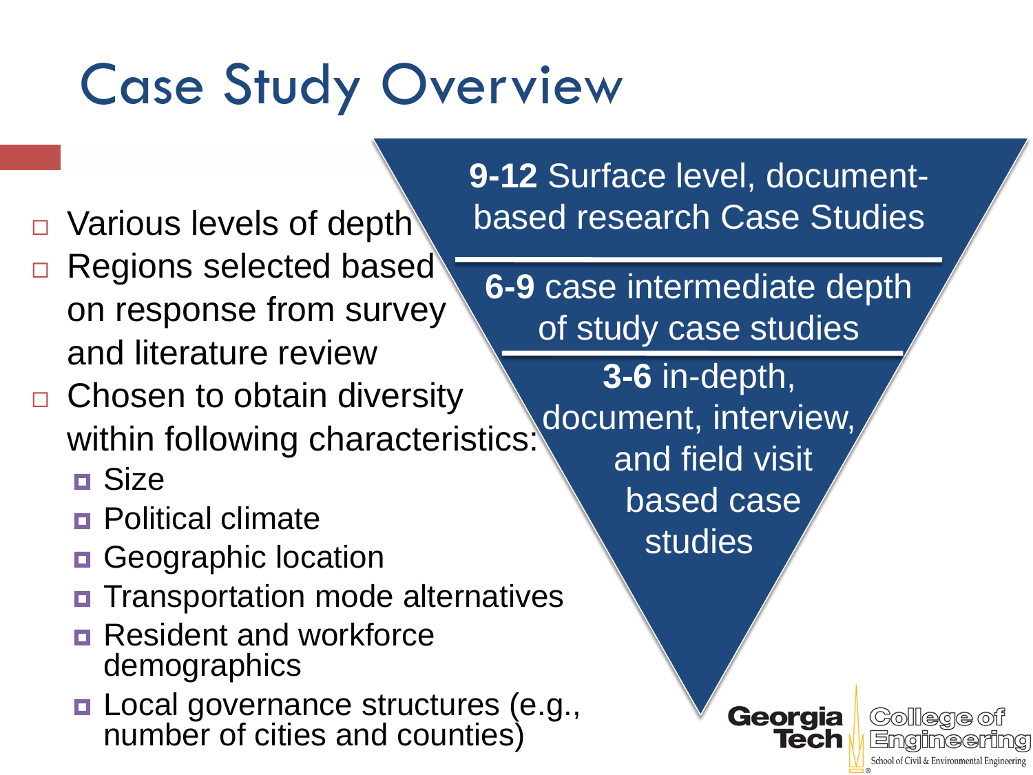# Case Study Overview

- Various levels of depth
- Regions selected based on response from survey and literature review
- Chosen to obtain diversity within following characteristics:
  - Size
  - Political climate
  - Geographic location
  - Transportation mode alternatives
  - Resident and workforce demographics
  - Local governance structures (e.g., number of cities and counties)

**9-12** Surface level, document-based research Case Studies

**6-9** case intermediate depth of study case studies

**3-6** in-depth, document, interview, and field visit based case studies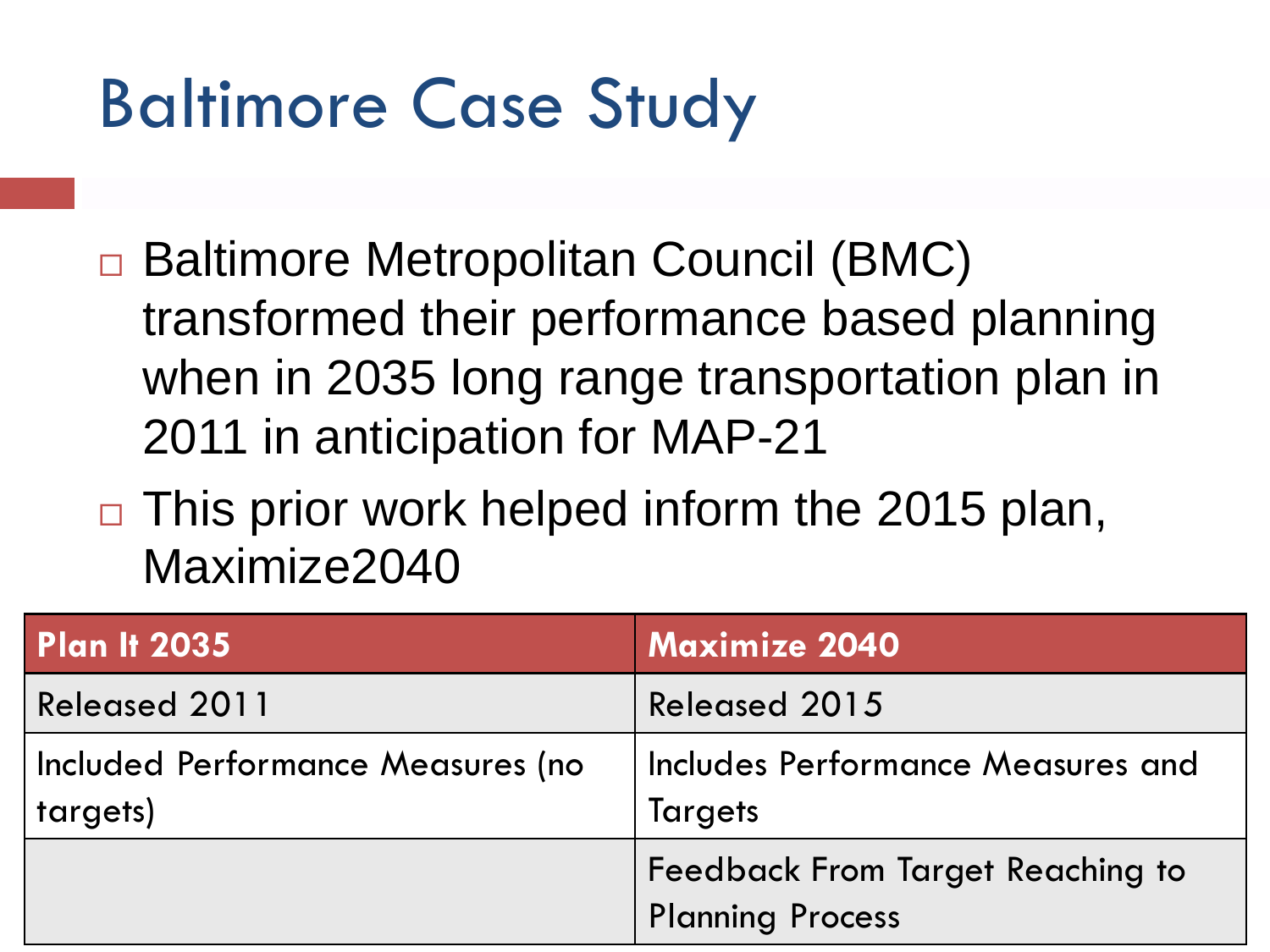# Baltimore Case Study

- Baltimore Metropolitan Council (BMC) transformed their performance based planning when in 2035 long range transportation plan in 2011 in anticipation for MAP-21
- This prior work helped inform the 2015 plan, Maximize2040

| Plan It 2035 | Maximize 2040 |
| --- | --- |
| Released 2011 | Released 2015 |
| Included Performance Measures (no targets) | Includes Performance Measures and Targets |
| | Feedback From Target Reaching to Planning Process |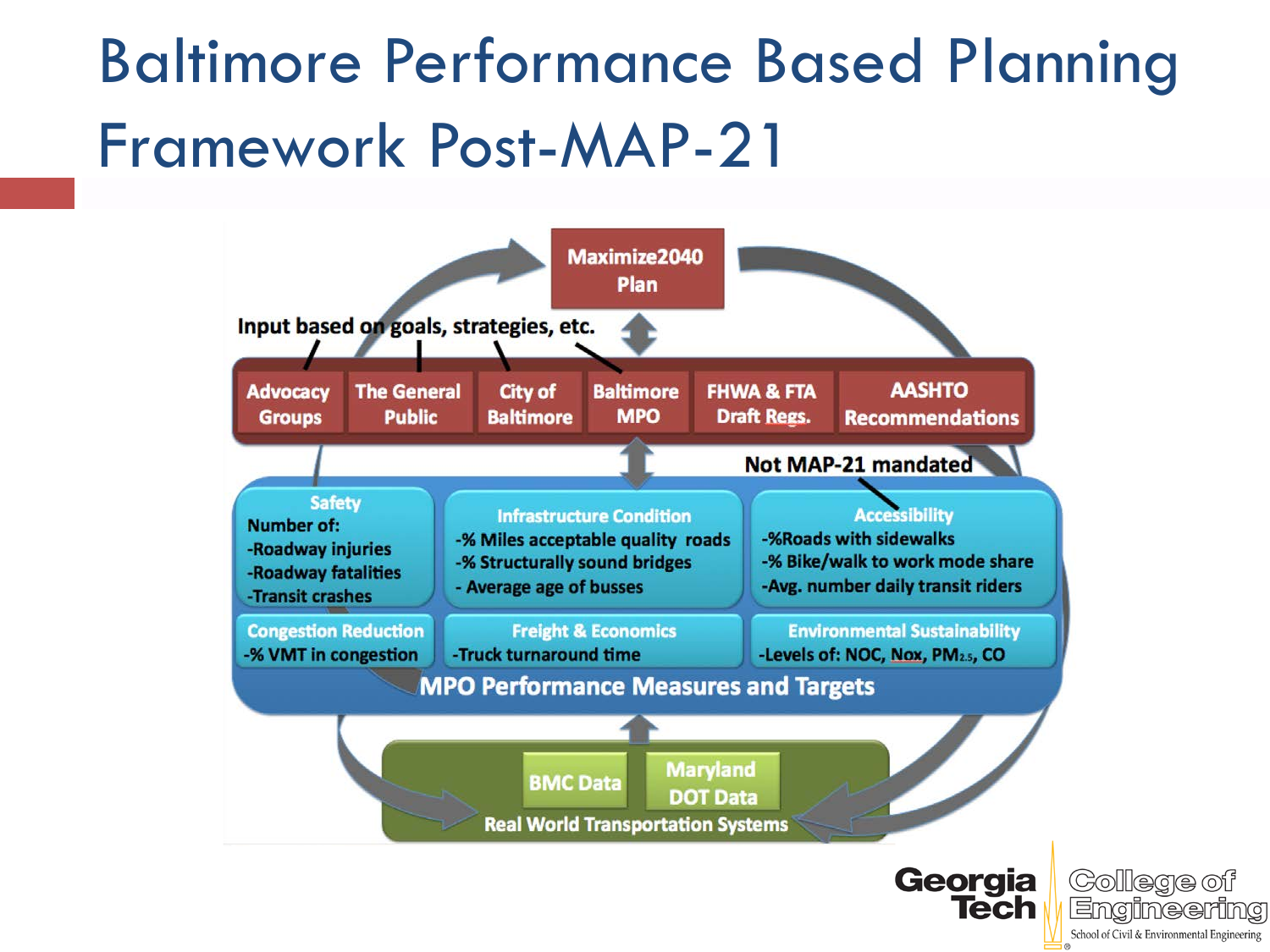# Baltimore Performance Based Planning Framework Post-MAP-21

**Maximize2040 Plan**

Input based on goals, strategies, etc.

- Advocacy Groups
- The General Public
- City of Baltimore
- Baltimore MPO
- FHWA & FTA Draft Regs.
- AASHTO Recommendations

Not MAP-21 mandated

**MPO Performance Measures and Targets**

**Safety**
Number of:
- Roadway injuries
- Roadway fatalities
- Transit crashes

**Infrastructure Condition**
- % Miles acceptable quality roads
- % Structurally sound bridges
- Average age of busses

**Accessibility**
- %Roads with sidewalks
- % Bike/walk to work mode share
- Avg. number daily transit riders

**Congestion Reduction**
- % VMT in congestion

**Freight & Economics**
- Truck turnaround time

**Environmental Sustainability**
- Levels of: NOC, Nox, $PM_{2.5}$, CO

**Real World Transportation Systems**
- BMC Data
- Maryland DOT Data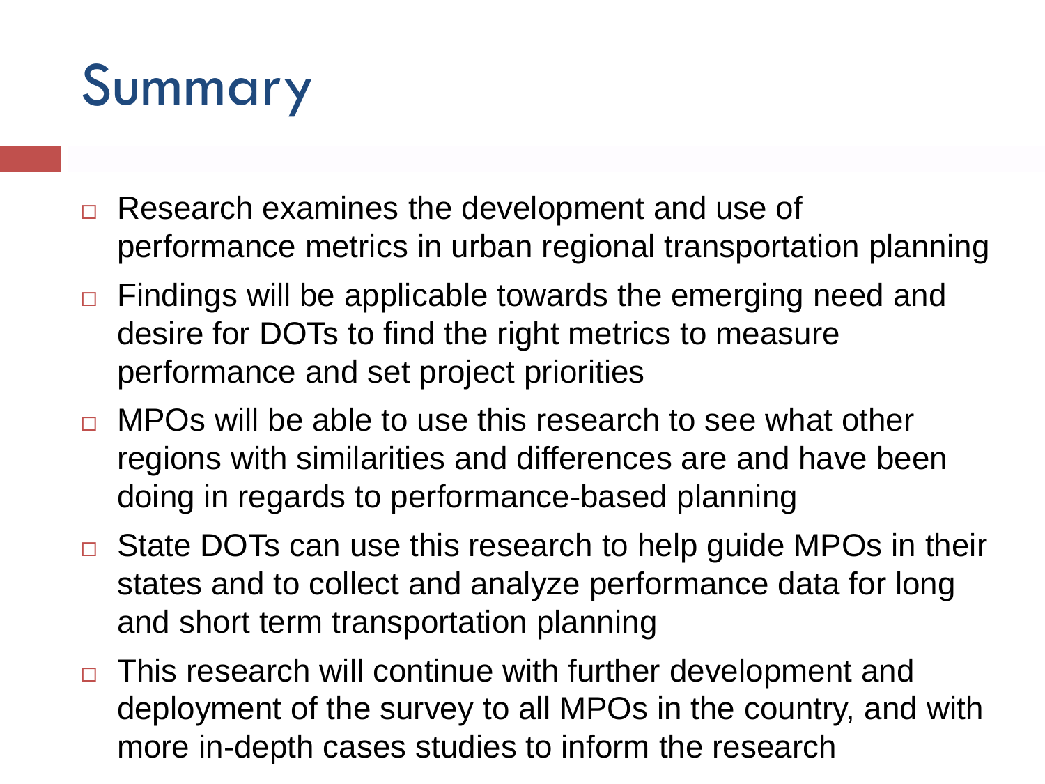# Summary

- Research examines the development and use of performance metrics in urban regional transportation planning
- Findings will be applicable towards the emerging need and desire for DOTs to find the right metrics to measure performance and set project priorities
- MPOs will be able to use this research to see what other regions with similarities and differences are and have been doing in regards to performance-based planning
- State DOTs can use this research to help guide MPOs in their states and to collect and analyze performance data for long and short term transportation planning
- This research will continue with further development and deployment of the survey to all MPOs in the country, and with more in-depth cases studies to inform the research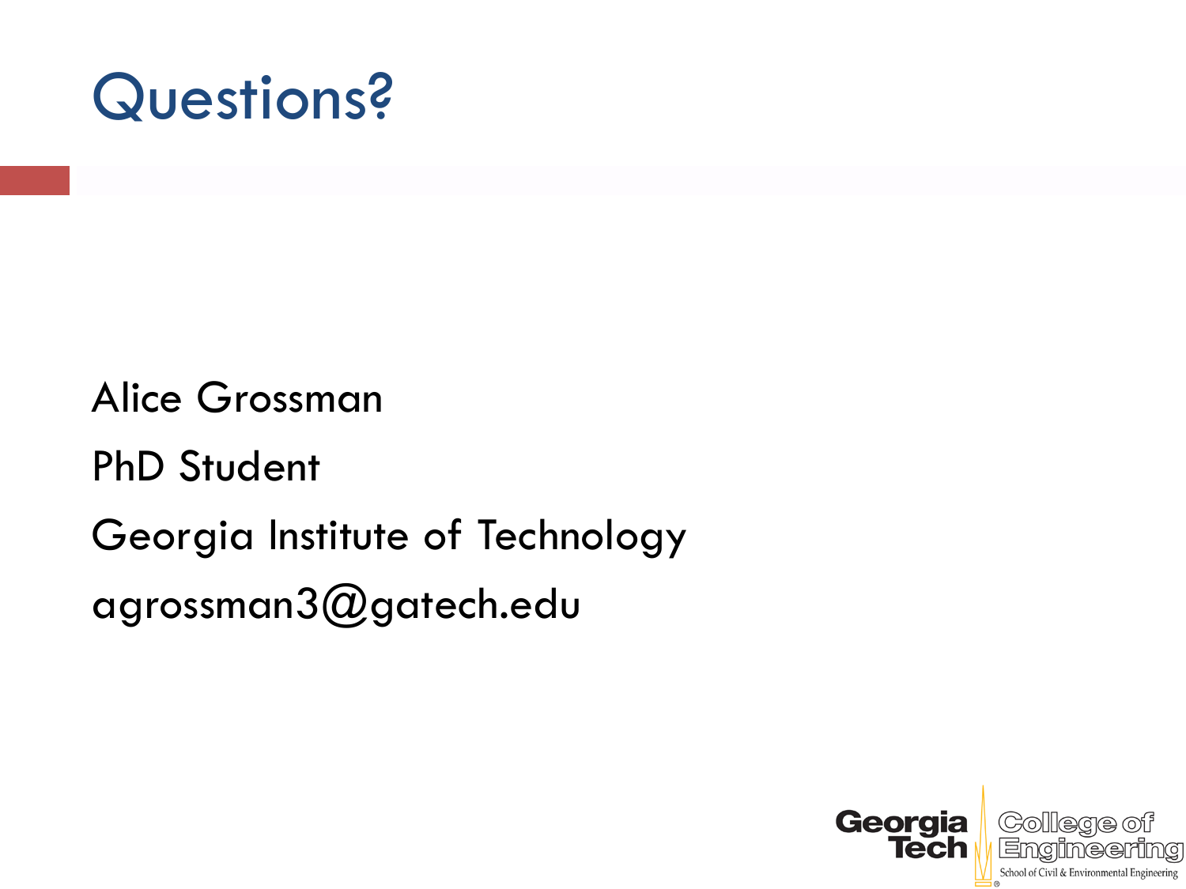# Questions?

Alice Grossman

PhD Student

Georgia Institute of Technology

agrossman3@gatech.edu

Georgia Tech College of Engineering
School of Civil & Environmental Engineering